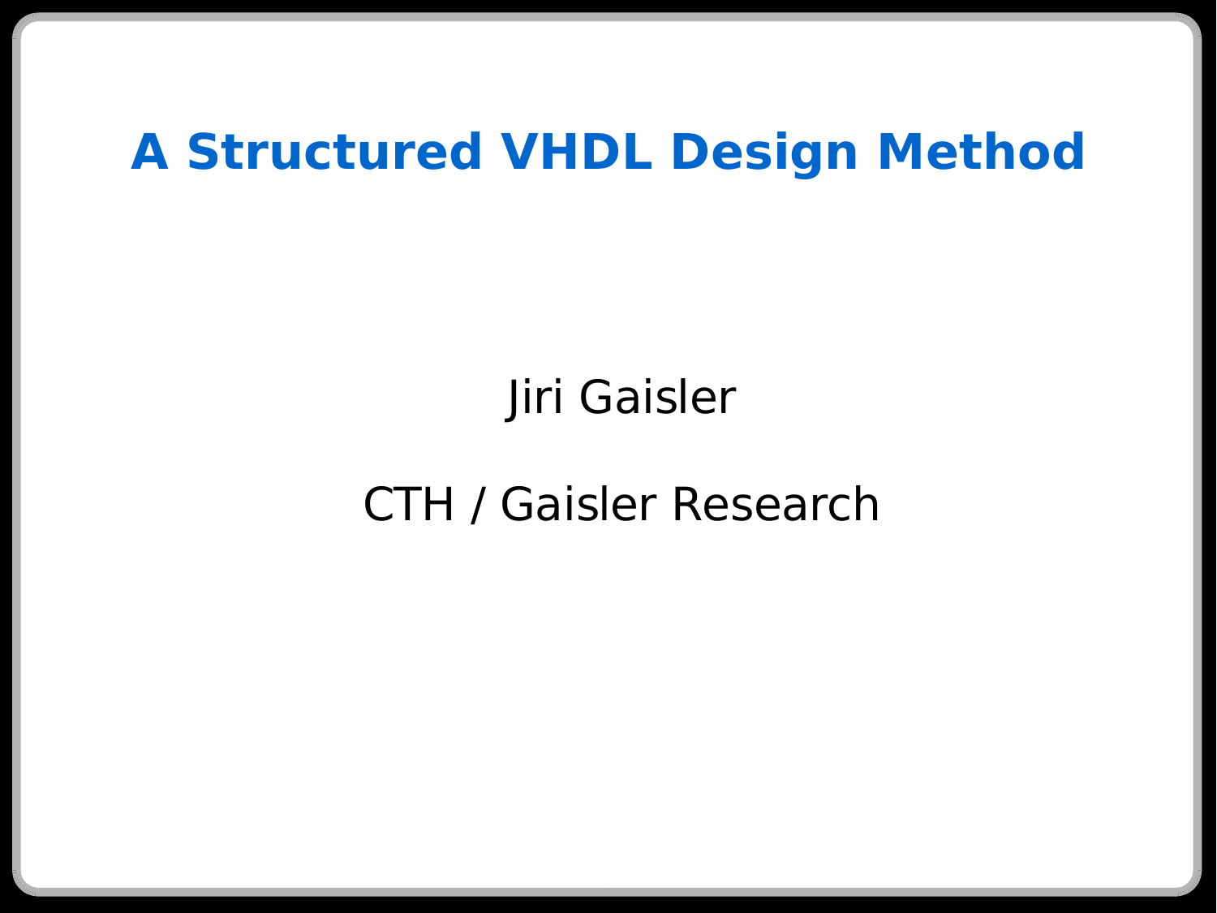# A Structured VHDL Design Method

Jiri Gaisler

CTH / Gaisler Research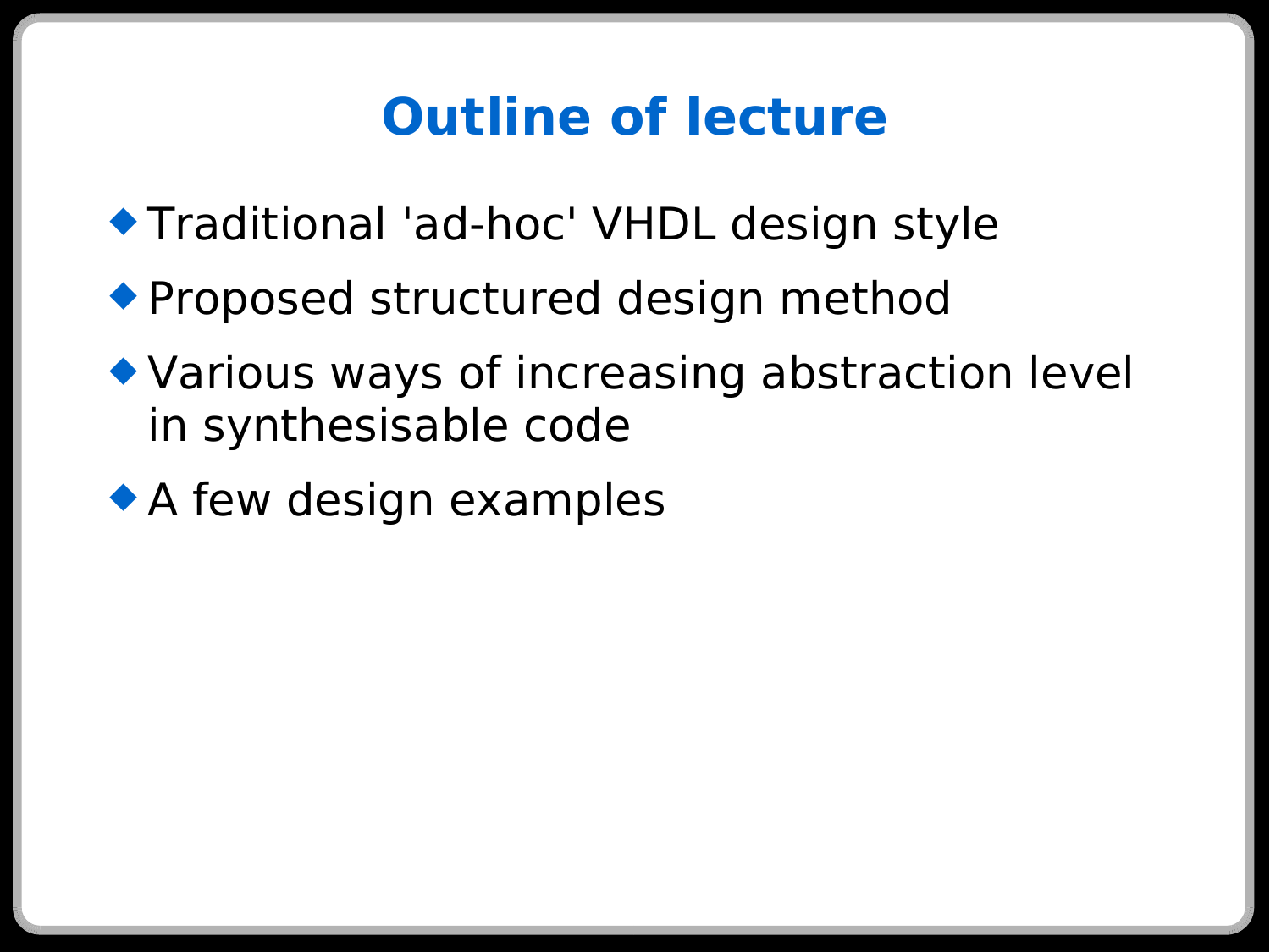# Outline of lecture

- Traditional 'ad-hoc' VHDL design style
- Proposed structured design method
- Various ways of increasing abstraction level in synthesisable code
- A few design examples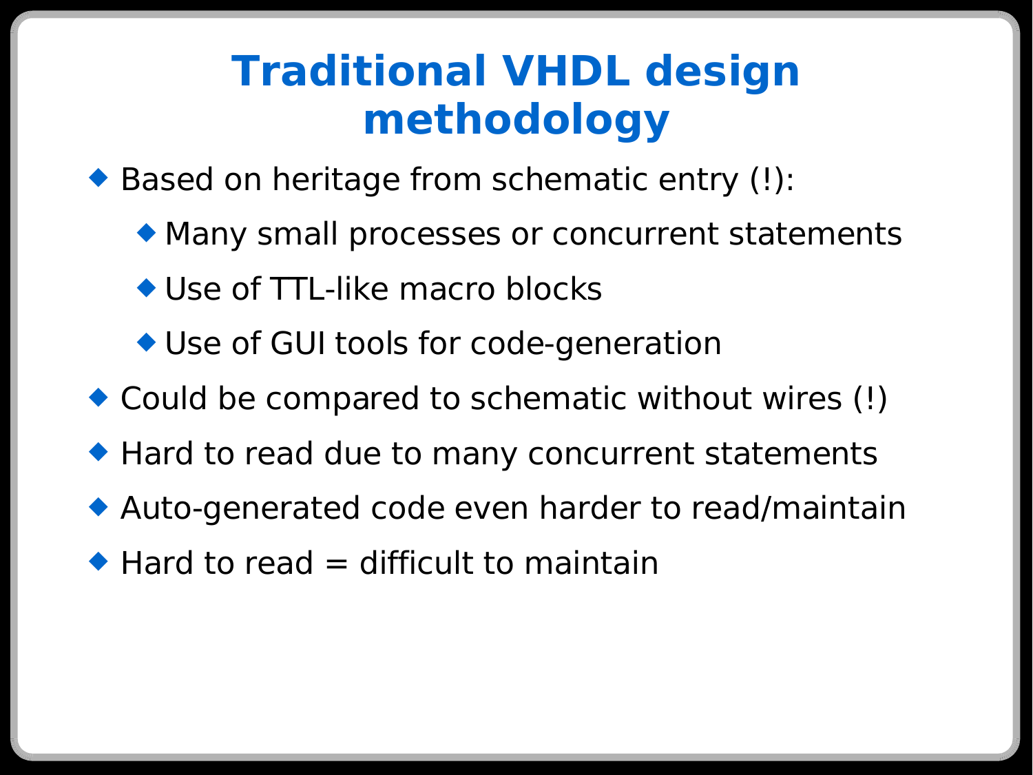# Traditional VHDL design methodology

- Based on heritage from schematic entry (!):
  - Many small processes or concurrent statements
  - Use of TTL-like macro blocks
  - Use of GUI tools for code-generation
- Could be compared to schematic without wires (!)
- Hard to read due to many concurrent statements
- Auto-generated code even harder to read/maintain
- Hard to read = difficult to maintain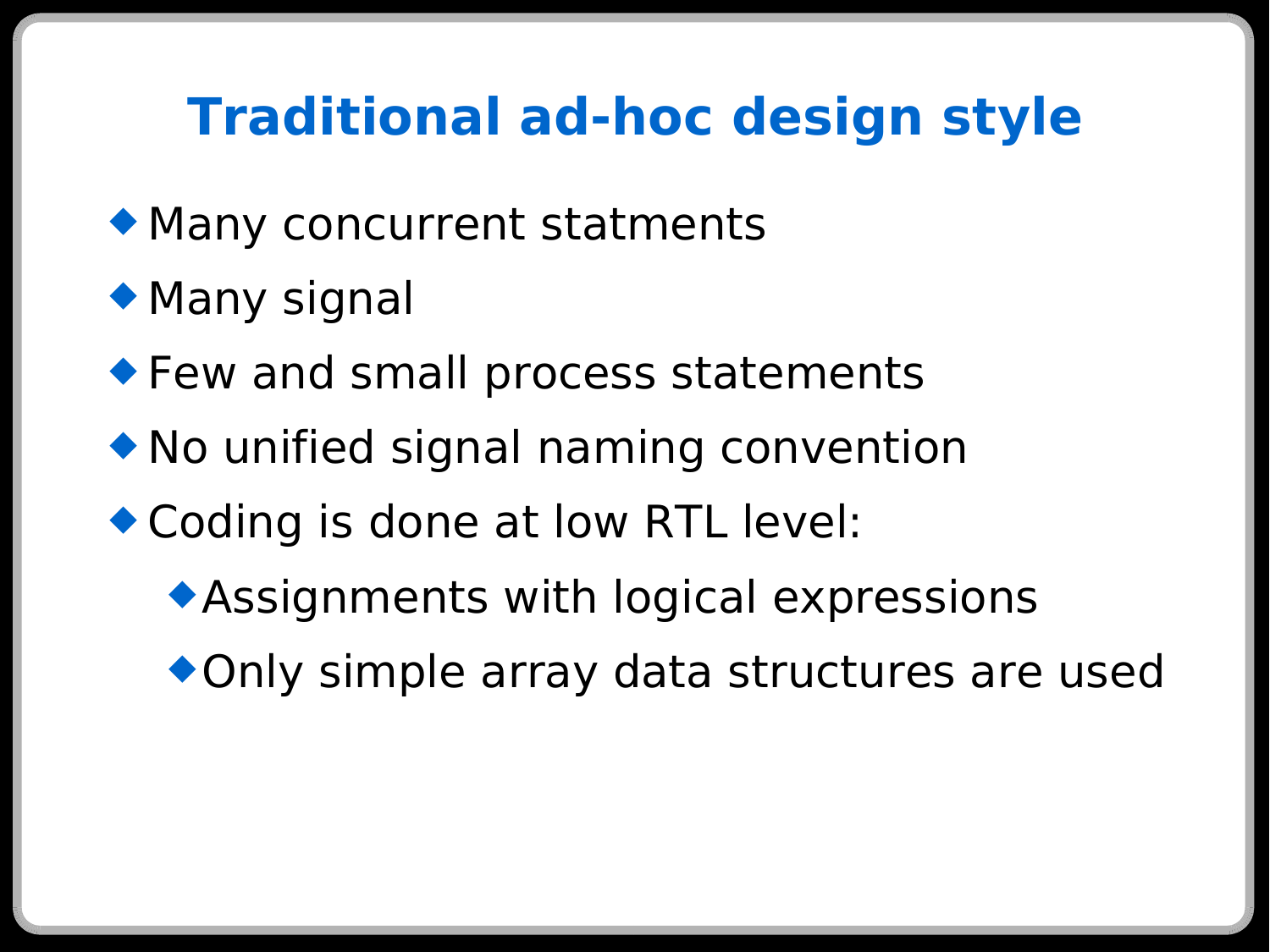# Traditional ad-hoc design style

- Many concurrent statments
- Many signal
- Few and small process statements
- No unified signal naming convention
- Coding is done at low RTL level:
  - Assignments with logical expressions
  - Only simple array data structures are used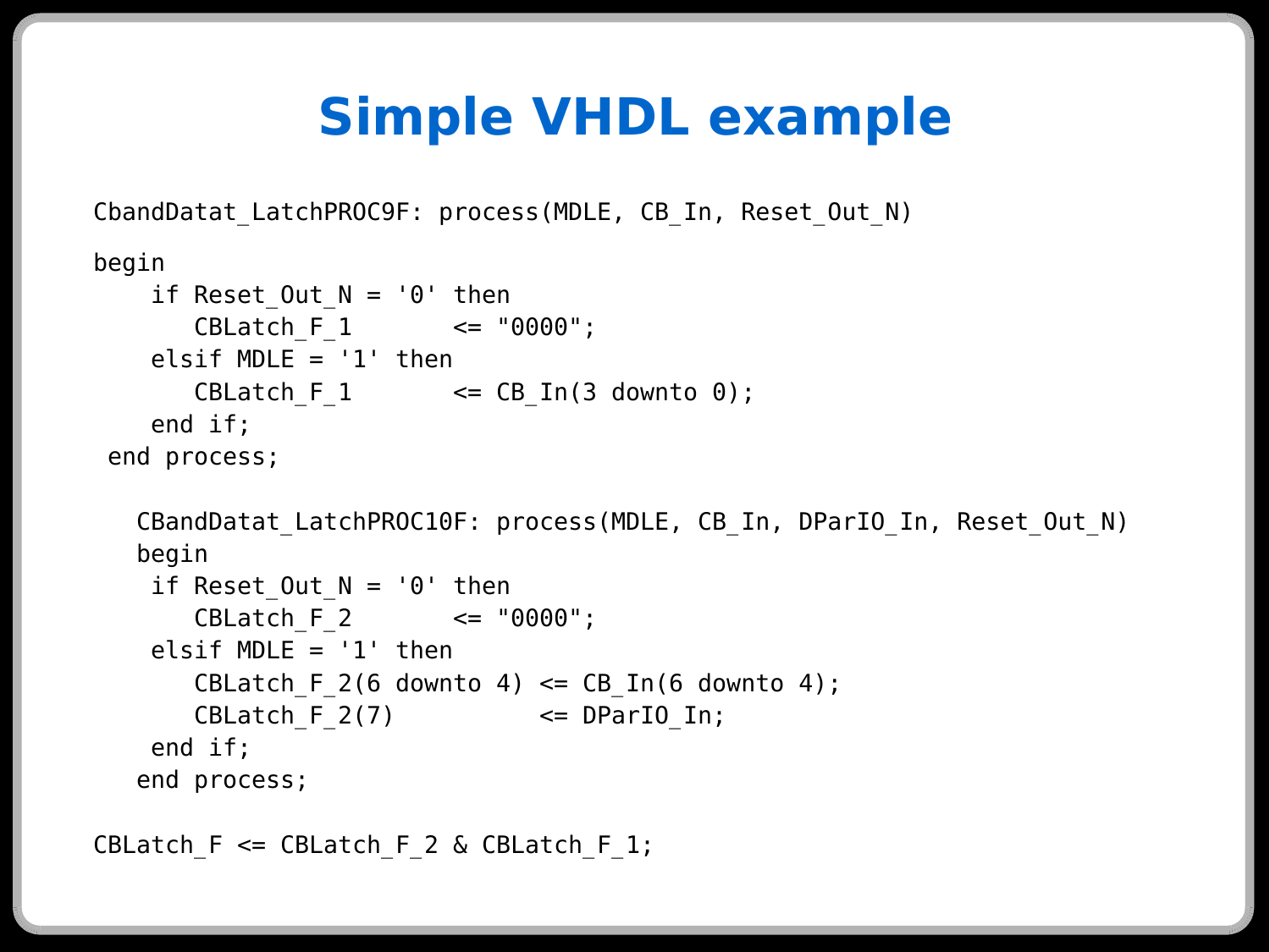# Simple VHDL example

```
CbandDatat_LatchPROC9F: process(MDLE, CB_In, Reset_Out_N)
begin
    if Reset_Out_N = '0' then
       CBLatch_F_1       <= "0000";
    elsif MDLE = '1' then
       CBLatch_F_1       <= CB_In(3 downto 0);
    end if;
 end process;

   CBandDatat_LatchPROC10F: process(MDLE, CB_In, DParIO_In, Reset_Out_N)
   begin
    if Reset_Out_N = '0' then
       CBLatch_F_2       <= "0000";
    elsif MDLE = '1' then
       CBLatch_F_2(6 downto 4) <= CB_In(6 downto 4);
       CBLatch_F_2(7)          <= DParIO_In;
    end if;
   end process;

CBLatch_F <= CBLatch_F_2 & CBLatch_F_1;
```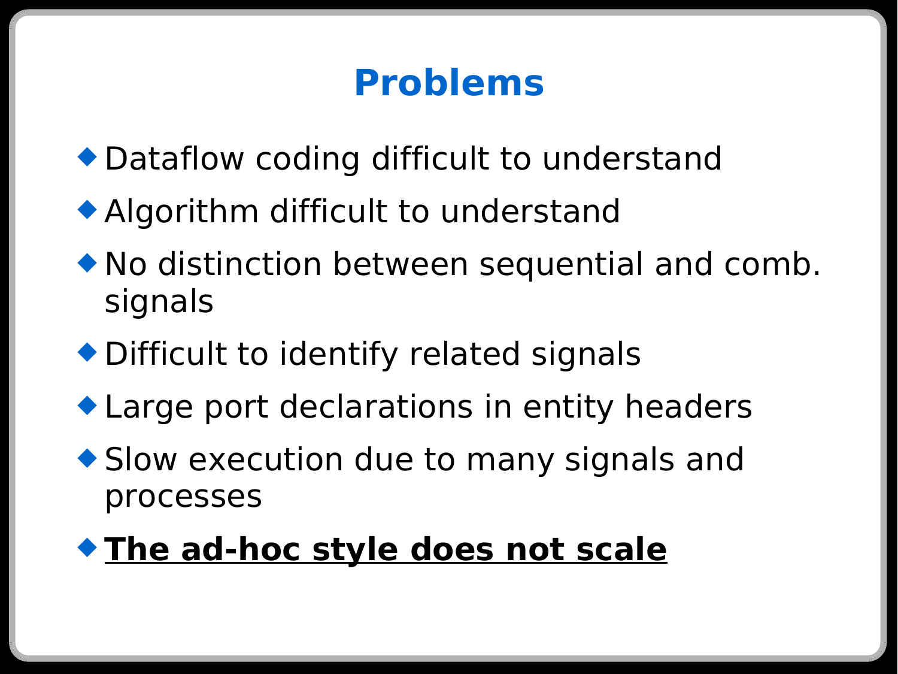# Problems

- Dataflow coding difficult to understand
- Algorithm difficult to understand
- No distinction between sequential and comb. signals
- Difficult to identify related signals
- Large port declarations in entity headers
- Slow execution due to many signals and processes
- <u>**The ad-hoc style does not scale**</u>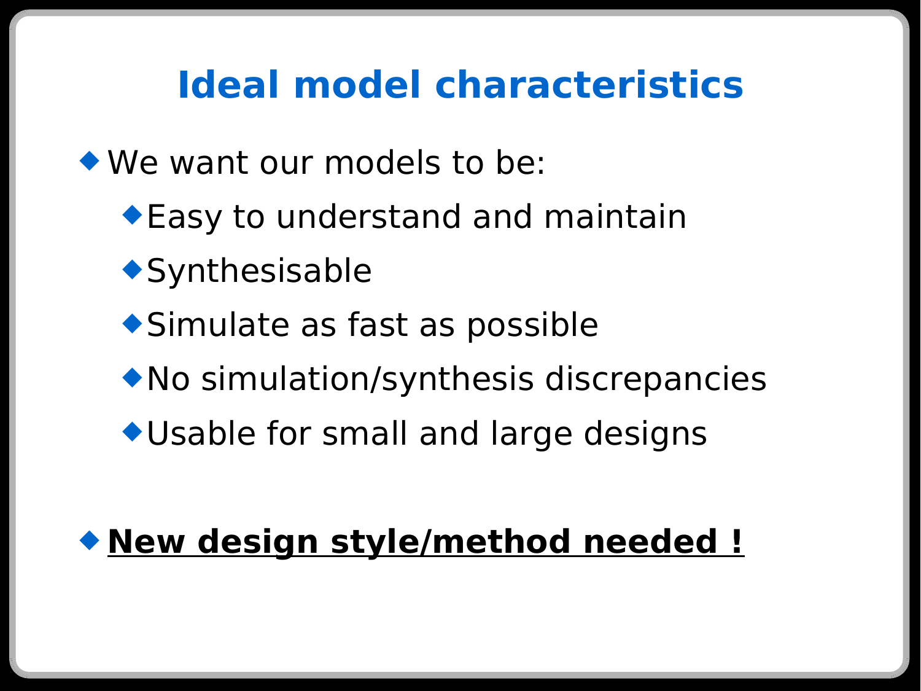# Ideal model characteristics

- We want our models to be:
  - Easy to understand and maintain
  - Synthesisable
  - Simulate as fast as possible
  - No simulation/synthesis discrepancies
  - Usable for small and large designs

- **<u>New design style/method needed !</u>**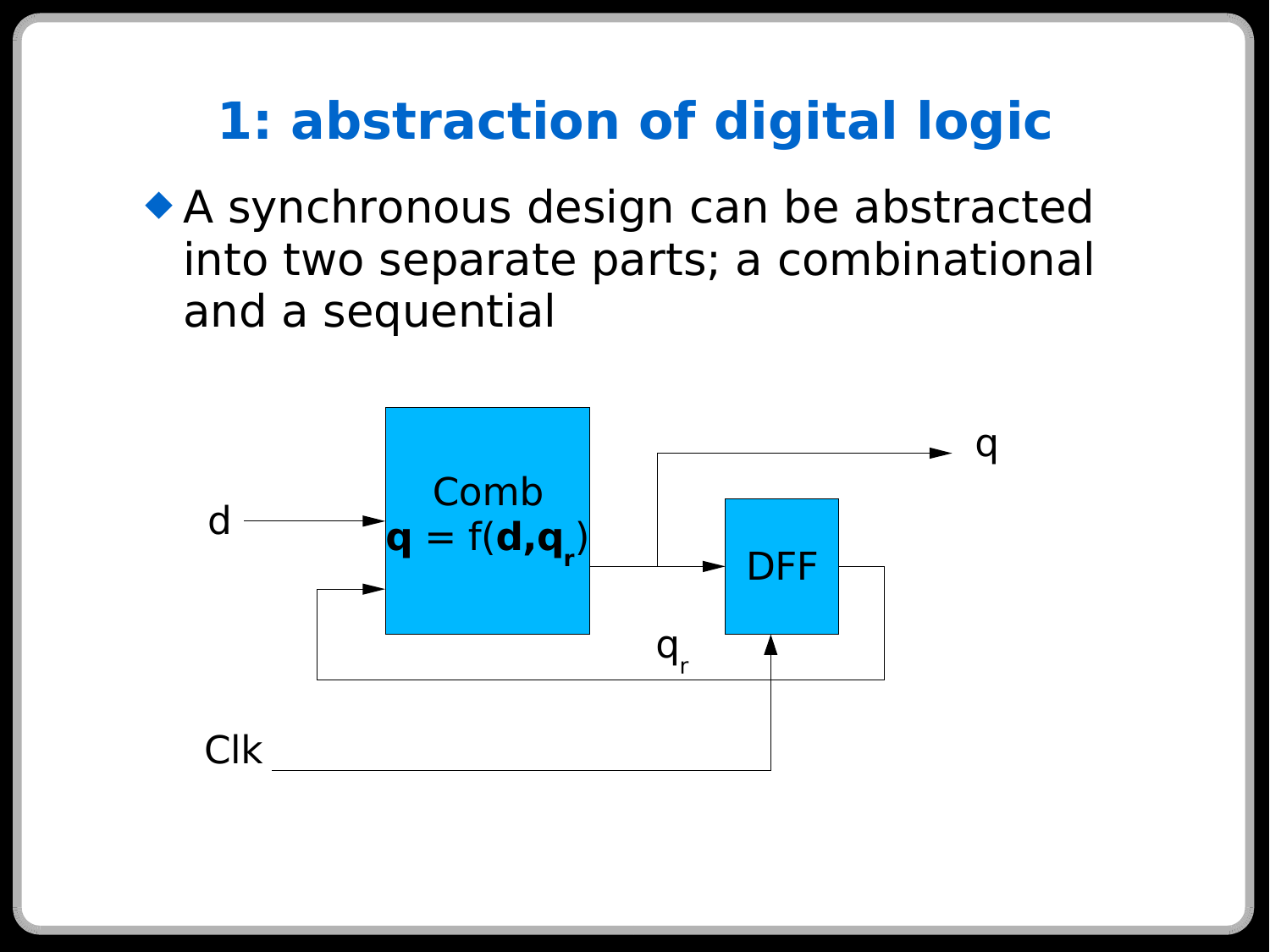# 1: abstraction of digital logic

- A synchronous design can be abstracted into two separate parts; a combinational and a sequential

Comb

$\mathbf{q} = f(\mathbf{d}, \mathbf{q_r})$

d

q

DFF

$q_r$

Clk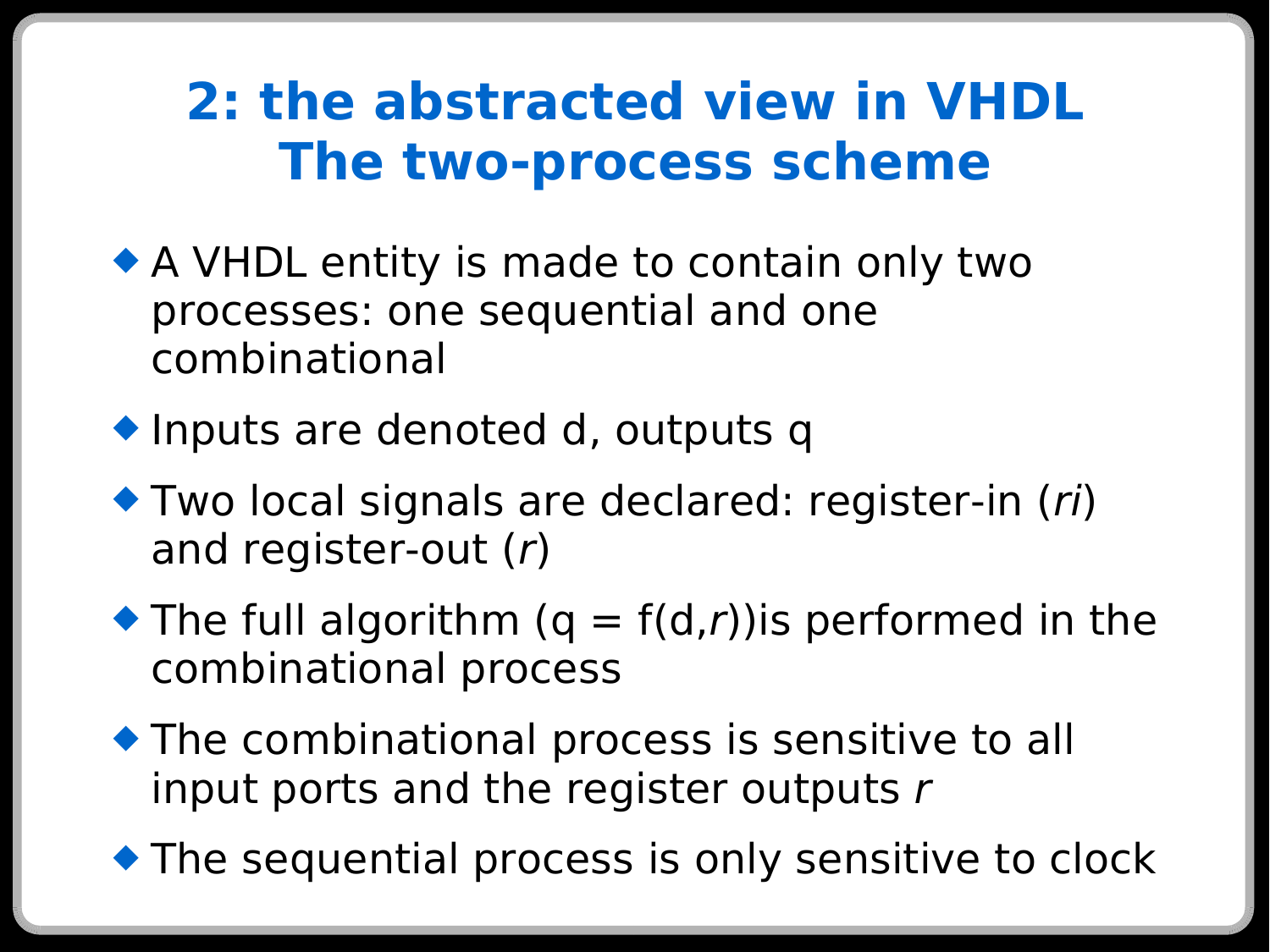# 2: the abstracted view in VHDL
# The two-process scheme

- A VHDL entity is made to contain only two processes: one sequential and one combinational
- Inputs are denoted d, outputs q
- Two local signals are declared: register-in (*ri*) and register-out (*r*)
- The full algorithm (q = f(d,*r*))is performed in the combinational process
- The combinational process is sensitive to all input ports and the register outputs *r*
- The sequential process is only sensitive to clock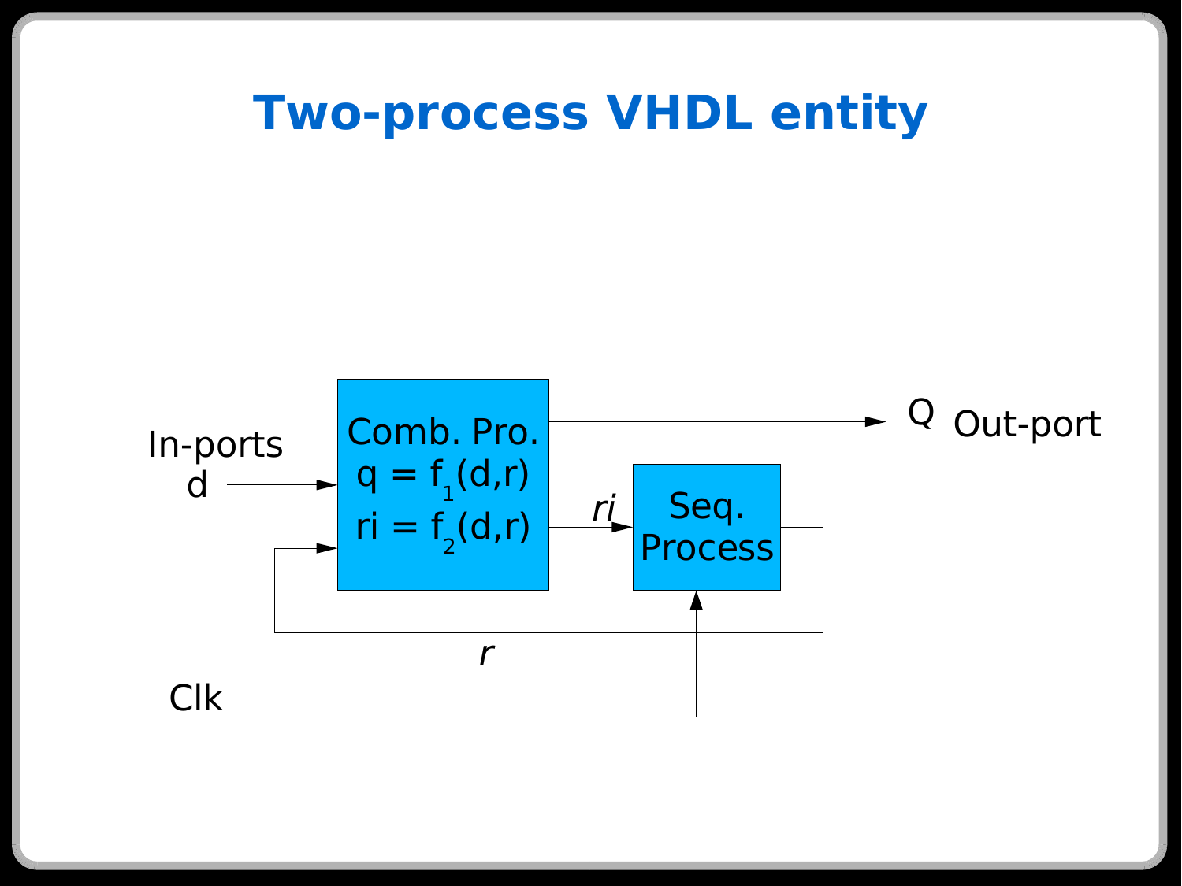# Two-process VHDL entity

In-ports
d

Comb. Pro.
$q = f_1(d,r)$
$ri = f_2(d,r)$

*ri*

Seq.
Process

Q Out-port

*r*

Clk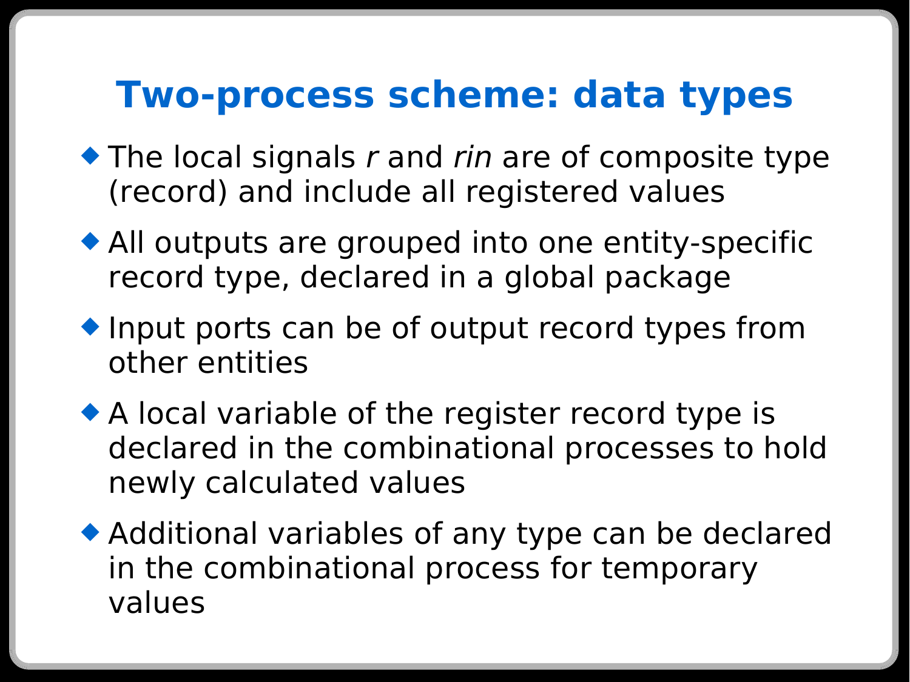# Two-process scheme: data types

- The local signals *r* and *rin* are of composite type (record) and include all registered values
- All outputs are grouped into one entity-specific record type, declared in a global package
- Input ports can be of output record types from other entities
- A local variable of the register record type is declared in the combinational processes to hold newly calculated values
- Additional variables of any type can be declared in the combinational process for temporary values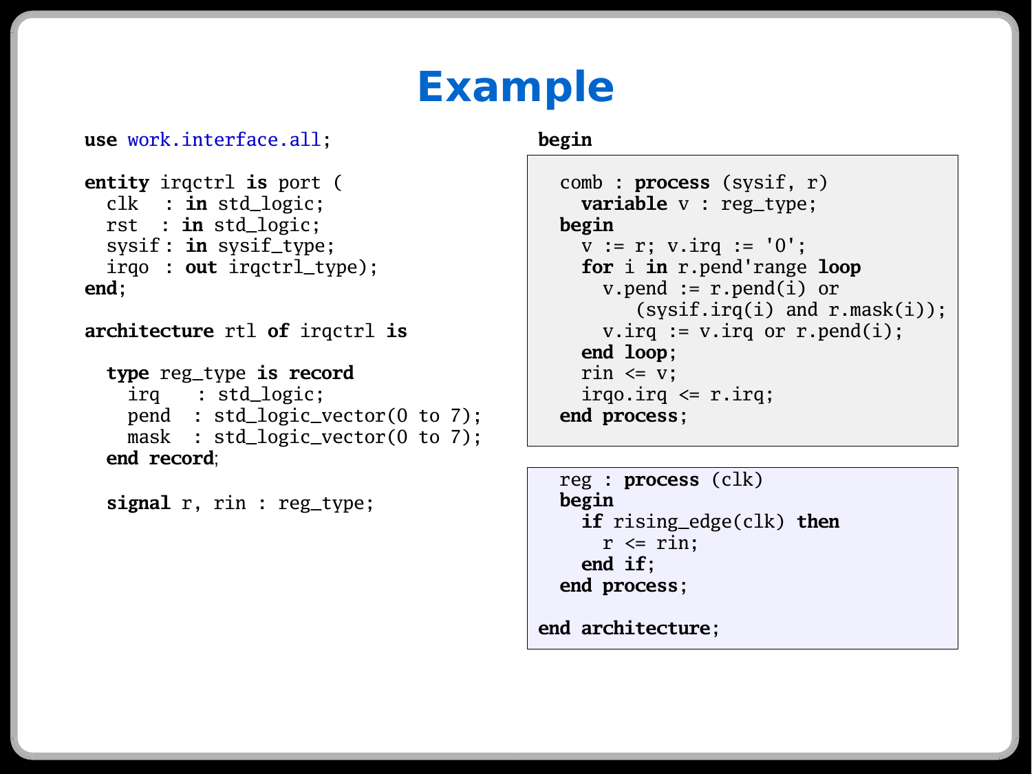# Example

```vhdl
use work.interface.all;

entity irqctrl is port (
  clk   : in std_logic;
  rst   : in std_logic;
  sysif : in sysif_type;
  irqo  : out irqctrl_type);
end;

architecture rtl of irqctrl is

  type reg_type is record
    irq   : std_logic;
    pend  : std_logic_vector(0 to 7);
    mask  : std_logic_vector(0 to 7);
  end record;

  signal r, rin : reg_type;
```

```vhdl
begin

  comb : process (sysif, r)
    variable v : reg_type;
  begin
    v := r; v.irq := '0';
    for i in r.pend'range loop
      v.pend := r.pend(i) or
          (sysif.irq(i) and r.mask(i));
      v.irq := v.irq or r.pend(i);
    end loop;
    rin <= v;
    irqo.irq <= r.irq;
  end process;

  reg : process (clk)
  begin
    if rising_edge(clk) then
      r <= rin;
    end if;
  end process;

end architecture;
```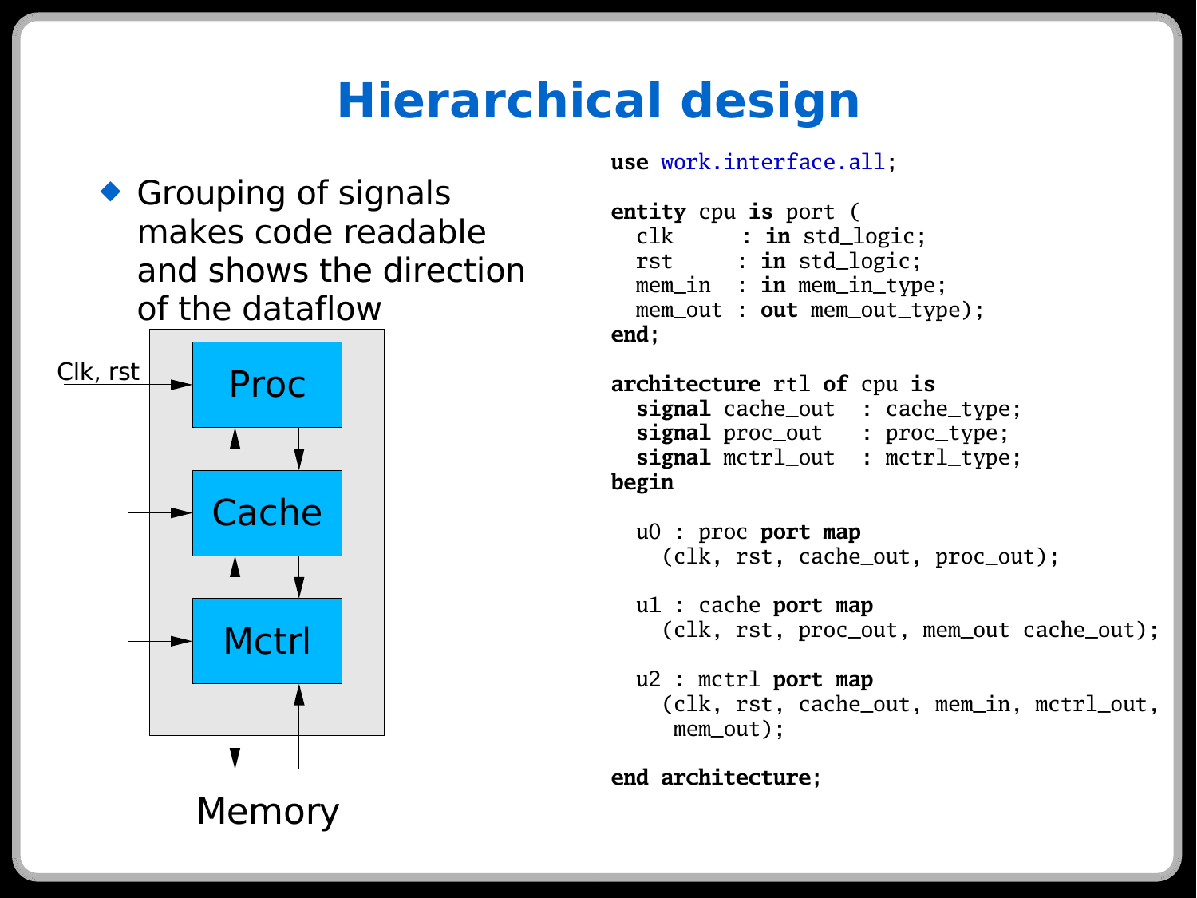# Hierarchical design

- Grouping of signals makes code readable and shows the direction of the dataflow

Clk, rst

Proc

Cache

Mctrl

Memory

```
use work.interface.all;

entity cpu is port (
  clk     : in std_logic;
  rst     : in std_logic;
  mem_in  : in mem_in_type;
  mem_out : out mem_out_type);
end;

architecture rtl of cpu is
  signal cache_out  : cache_type;
  signal proc_out   : proc_type;
  signal mctrl_out  : mctrl_type;
begin

  u0 : proc port map
    (clk, rst, cache_out, proc_out);

  u1 : cache port map
    (clk, rst, proc_out, mem_out cache_out);

  u2 : mctrl port map
    (clk, rst, cache_out, mem_in, mctrl_out,
     mem_out);

end architecture;
```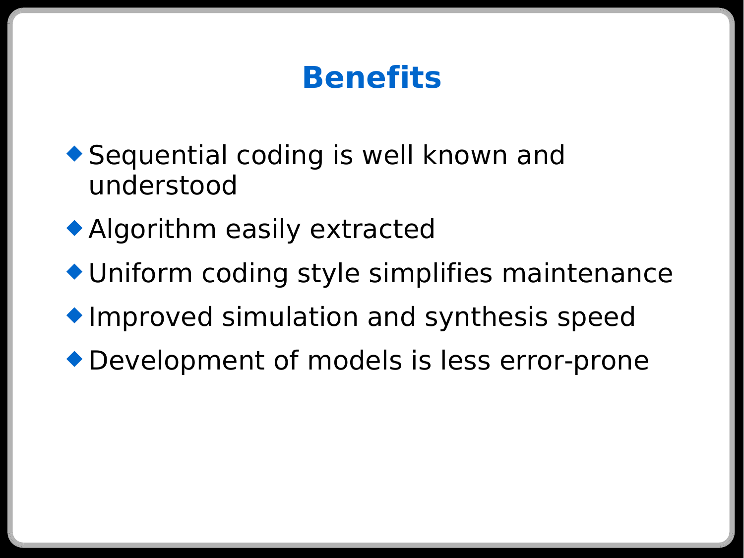# Benefits

- Sequential coding is well known and understood
- Algorithm easily extracted
- Uniform coding style simplifies maintenance
- Improved simulation and synthesis speed
- Development of models is less error-prone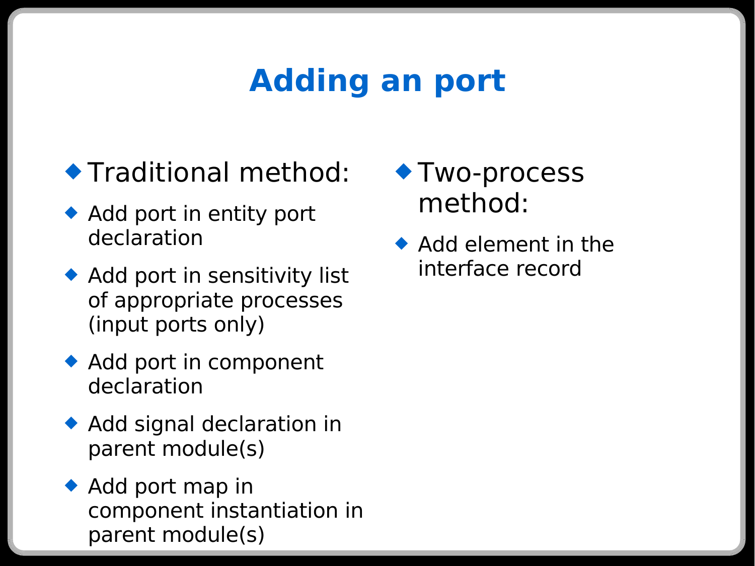# Adding an port

- Traditional method:
  - Add port in entity port declaration
  - Add port in sensitivity list of appropriate processes (input ports only)
  - Add port in component declaration
  - Add signal declaration in parent module(s)
  - Add port map in component instantiation in parent module(s)

- Two-process method:
  - Add element in the interface record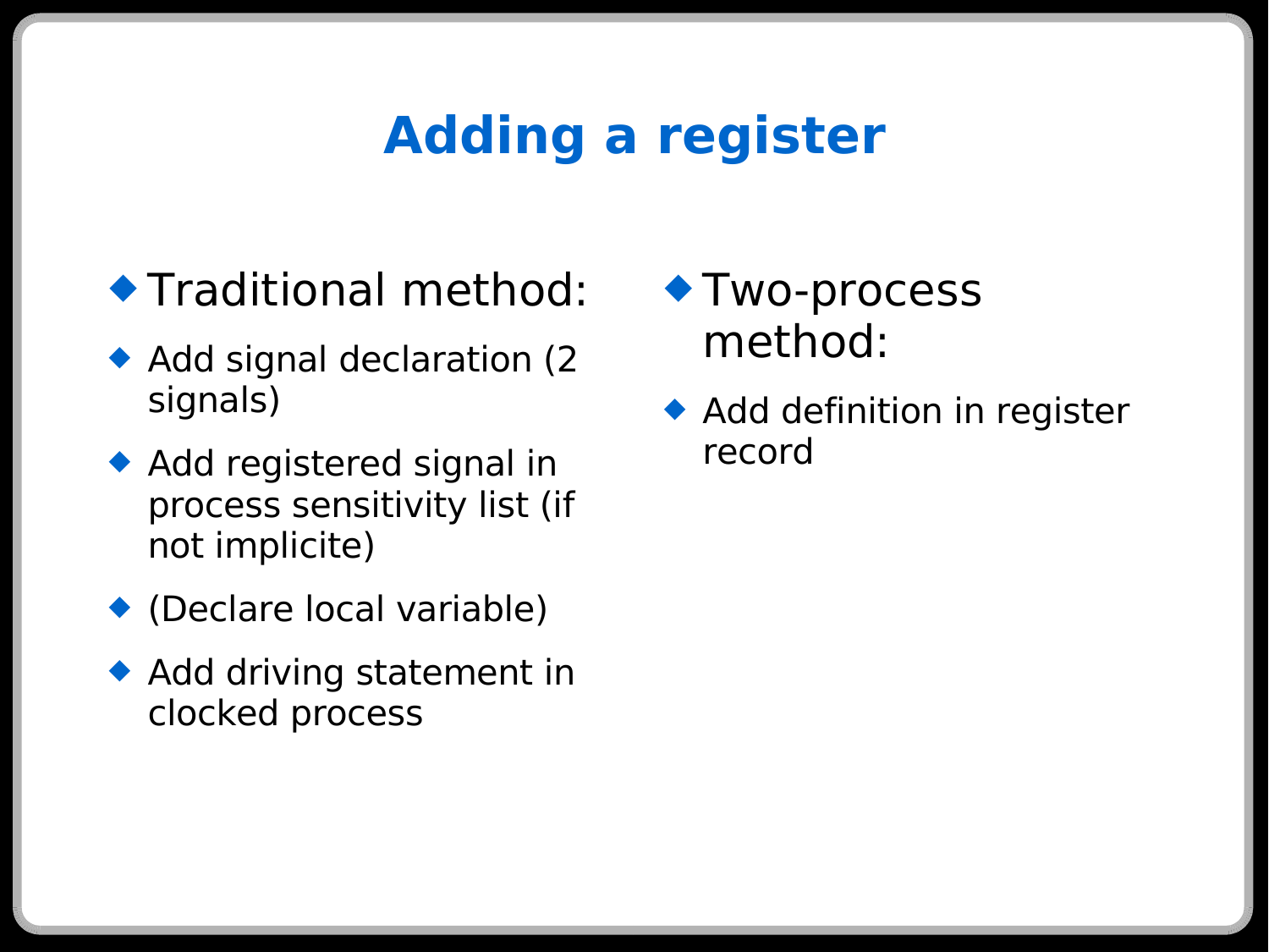# Adding a register

- Traditional method:
  - Add signal declaration (2 signals)
  - Add registered signal in process sensitivity list (if not implicite)
  - (Declare local variable)
  - Add driving statement in clocked process

- Two-process method:
  - Add definition in register record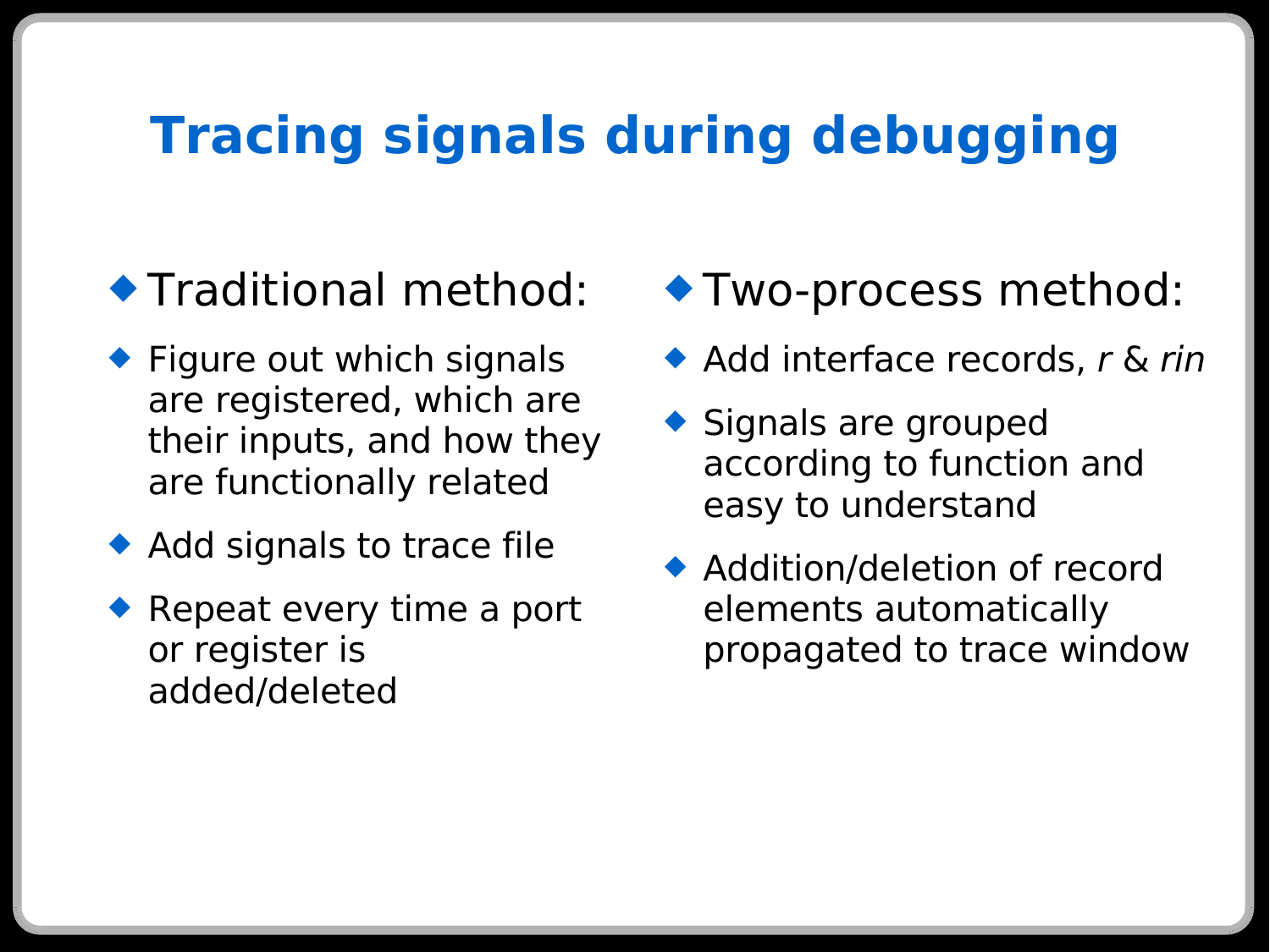# Tracing signals during debugging

- Traditional method:
  - Figure out which signals are registered, which are their inputs, and how they are functionally related
  - Add signals to trace file
  - Repeat every time a port or register is added/deleted

- Two-process method:
  - Add interface records, *r* & *rin*
  - Signals are grouped according to function and easy to understand
  - Addition/deletion of record elements automatically propagated to trace window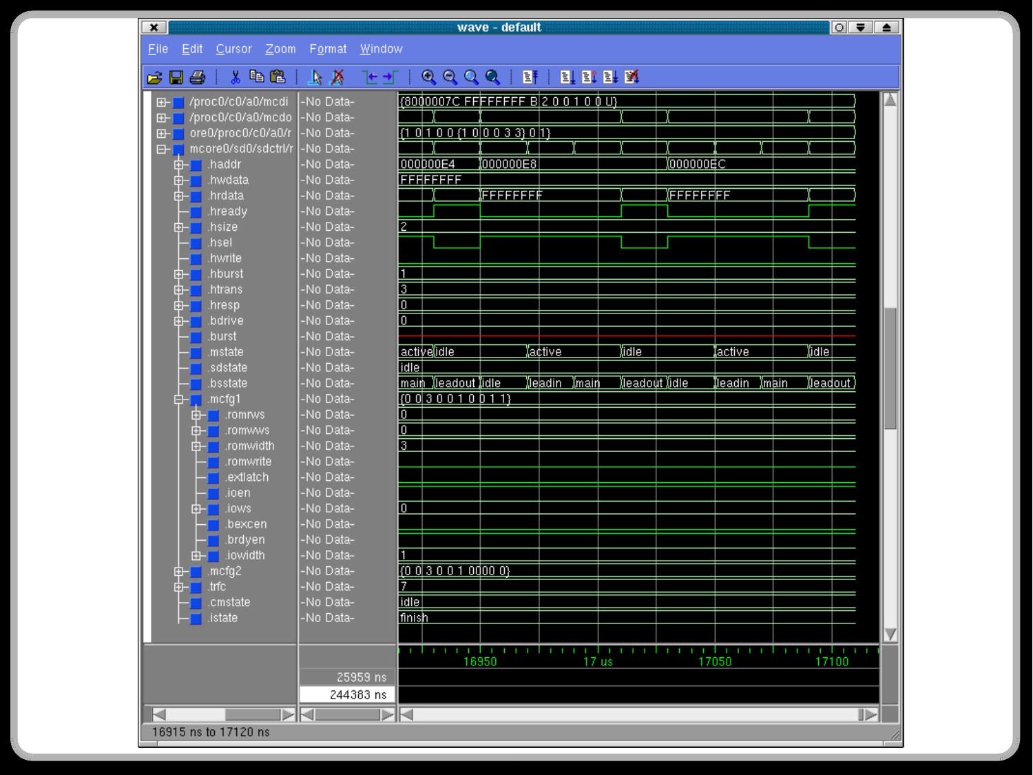wave - default

File Edit Cursor Zoom Format Window

| Signal | Value | Waveform |
|---|---|---|
| /proc0/c0/a0/mcdi | -No Data- | {8000007C FFFFFFFF B 2 0 0 1 0 0 U} |
| /proc0/c0/a0/mcdo | -No Data- | |
| ore0/proc0/c0/a0/r | -No Data- | {1 0 1 0 0 {1 0 0 0 3 3} 0 1} |
| mcore0/sd0/sdctrl/r | -No Data- | |
| .haddr | -No Data- | 000000E4, 000000E8, 000000EC |
| .hwdata | -No Data- | FFFFFFFF |
| .hrdata | -No Data- | FFFFFFFF, FFFFFFFF |
| .hready | -No Data- | |
| .hsize | -No Data- | 2 |
| .hsel | -No Data- | |
| .hwrite | -No Data- | |
| .hburst | -No Data- | 1 |
| .htrans | -No Data- | 3 |
| .hresp | -No Data- | 0 |
| .bdrive | -No Data- | 0 |
| .burst | -No Data- | |
| .mstate | -No Data- | active, idle, active, idle, active, idle |
| .sdstate | -No Data- | idle |
| .bsstate | -No Data- | main, leadout, idle, leadin, main, leadout, idle, leadin, main, leadout |
| .mcfg1 | -No Data- | {0 0 3 0 0 1 0 0 1 1} |
| .romrws | -No Data- | 0 |
| .romwws | -No Data- | 0 |
| .romwidth | -No Data- | 3 |
| .romwrite | -No Data- | |
| .extlatch | -No Data- | |
| .ioen | -No Data- | |
| .iows | -No Data- | 0 |
| .bexcen | -No Data- | |
| .brdyen | -No Data- | |
| .iowidth | -No Data- | 1 |
| .mcfg2 | -No Data- | {0 0 3 0 0 1 0000 0} |
| .trfc | -No Data- | 7 |
| .cmstate | -No Data- | idle |
| .istate | -No Data- | finish |

Time axis: 16950, 17 us, 17050, 17100

25959 ns

244383 ns

16915 ns to 17120 ns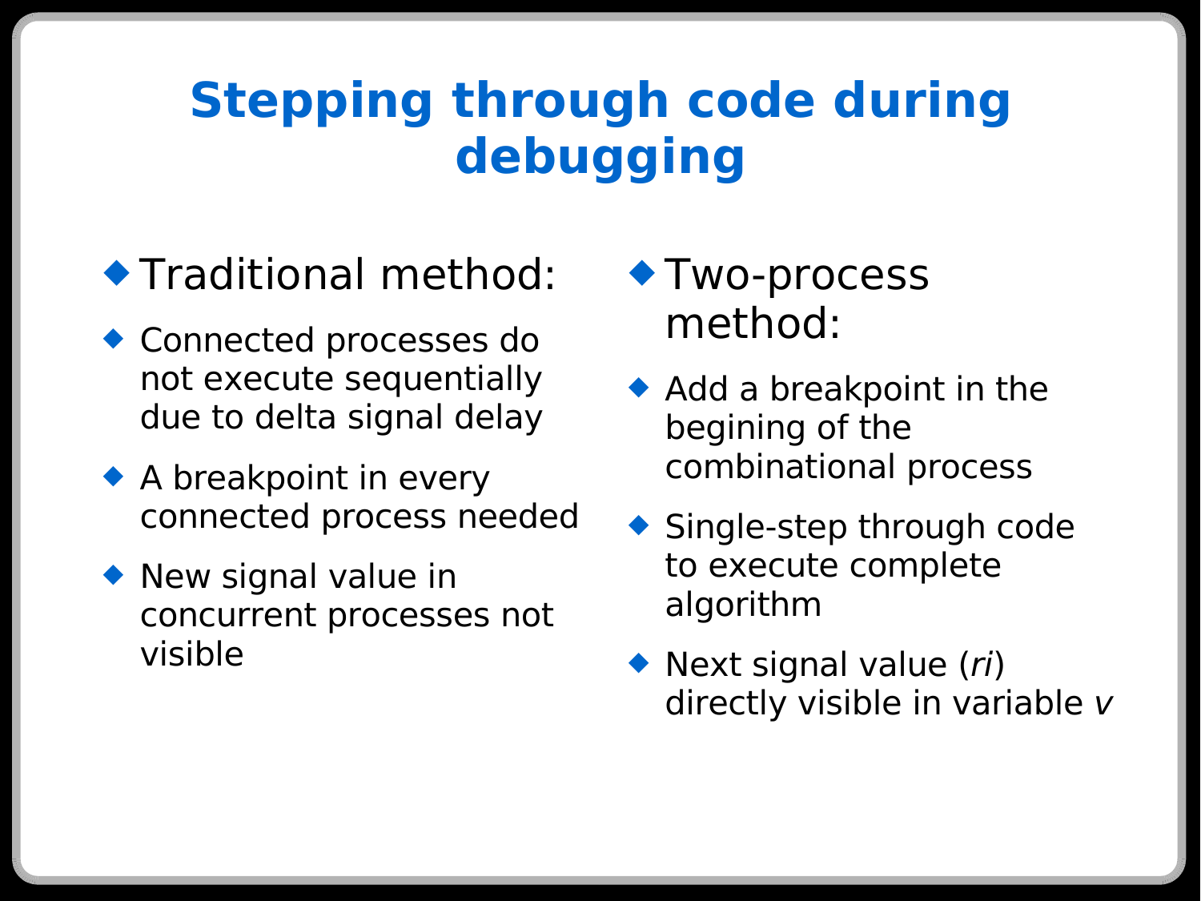# Stepping through code during debugging

- Traditional method:
  - Connected processes do not execute sequentially due to delta signal delay
  - A breakpoint in every connected process needed
  - New signal value in concurrent processes not visible

- Two-process method:
  - Add a breakpoint in the begining of the combinational process
  - Single-step through code to execute complete algorithm
  - Next signal value (*ri*) directly visible in variable *v*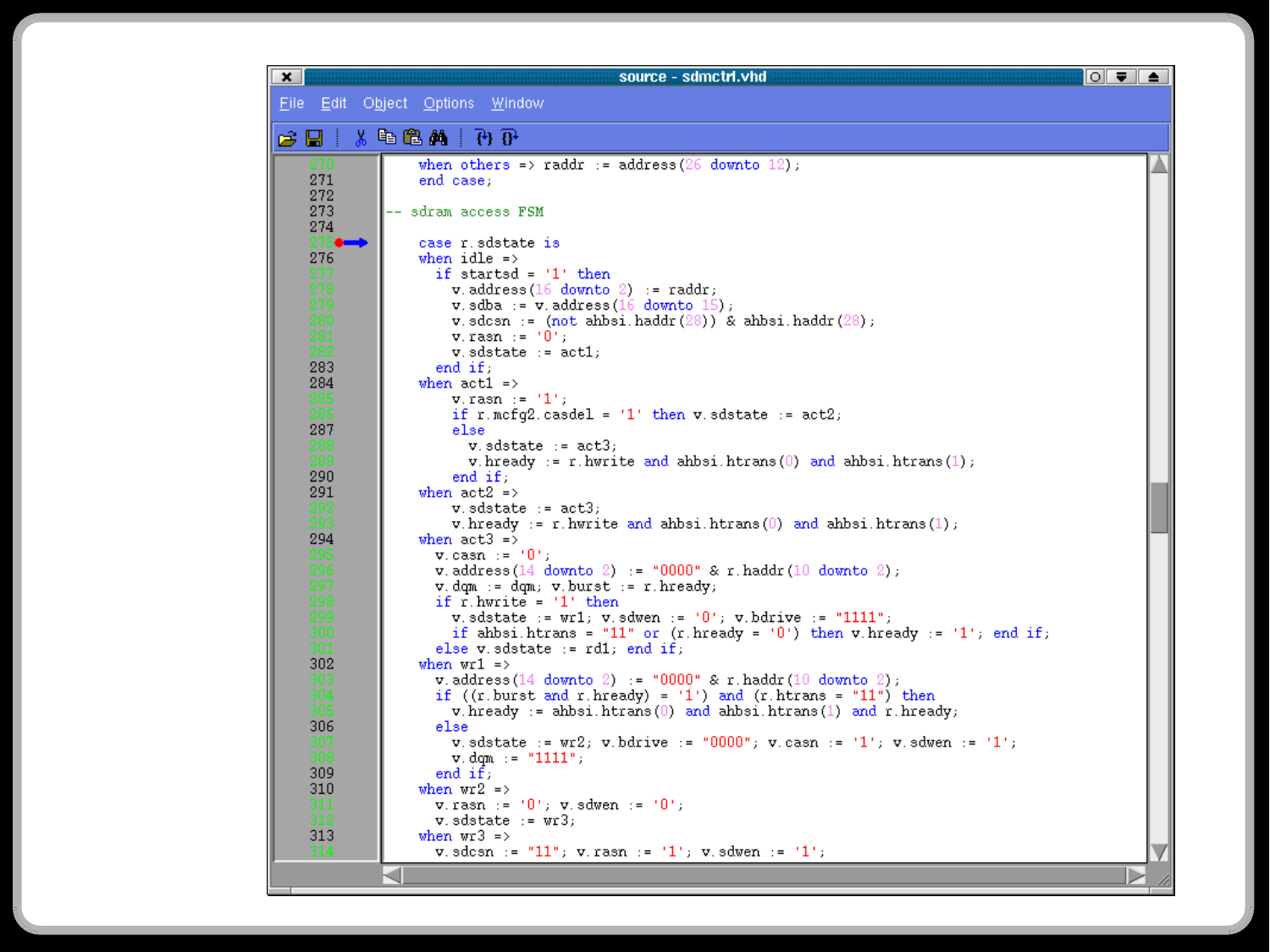source - sdmctrl.vhd

File Edit Object Options Window

```vhdl
270      when others => raddr := address(26 downto 12);
271      end case;
272
273  -- sdram access FSM
274
275      case r.sdstate is
276      when idle =>
277        if startsd = '1' then
278          v.address(16 downto 2) := raddr;
279          v.sdba := v.address(16 downto 15);
280          v.sdcsn := (not ahbsi.haddr(28)) & ahbsi.haddr(28);
281          v.rasn := '0';
282          v.sdstate := act1;
283        end if;
284      when act1 =>
285          v.rasn := '1';
286          if r.mcfg2.casdel = '1' then v.sdstate := act2;
287          else
288            v.sdstate := act3;
289            v.hready := r.hwrite and ahbsi.htrans(0) and ahbsi.htrans(1);
290          end if;
291      when act2 =>
292          v.sdstate := act3;
293          v.hready := r.hwrite and ahbsi.htrans(0) and ahbsi.htrans(1);
294      when act3 =>
295        v.casn := '0';
296        v.address(14 downto 2) := "0000" & r.haddr(10 downto 2);
297        v.dqm := dqm; v.burst := r.hready;
298        if r.hwrite = '1' then
299          v.sdstate := wr1; v.sdwen := '0'; v.bdrive := "1111";
300          if ahbsi.htrans = "11" or (r.hready = '0') then v.hready := '1'; end if;
301        else v.sdstate := rd1; end if;
302      when wr1 =>
303        v.address(14 downto 2) := "0000" & r.haddr(10 downto 2);
304        if ((r.burst and r.hready) = '1') and (r.htrans = "11") then
305          v.hready := ahbsi.htrans(0) and ahbsi.htrans(1) and r.hready;
306        else
307          v.sdstate := wr2; v.bdrive := "0000"; v.casn := '1'; v.sdwen := '1';
308          v.dqm := "1111";
309        end if;
310      when wr2 =>
311        v.rasn := '0'; v.sdwen := '0';
312        v.sdstate := wr3;
313      when wr3 =>
314        v.sdcsn := "11"; v.rasn := '1'; v.sdwen := '1';
```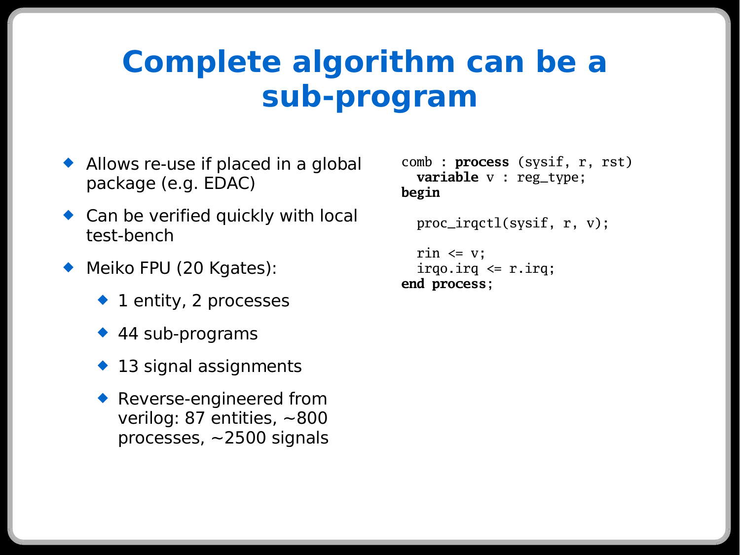# Complete algorithm can be a sub-program

- Allows re-use if placed in a global package (e.g. EDAC)
- Can be verified quickly with local test-bench
- Meiko FPU (20 Kgates):
  - 1 entity, 2 processes
  - 44 sub-programs
  - 13 signal assignments
  - Reverse-engineered from verilog: 87 entities, ~800 processes, ~2500 signals

```
comb : process (sysif, r, rst)
  variable v : reg_type;
begin

  proc_irqctl(sysif, r, v);

  rin <= v;
  irqo.irq <= r.irq;
end process;
```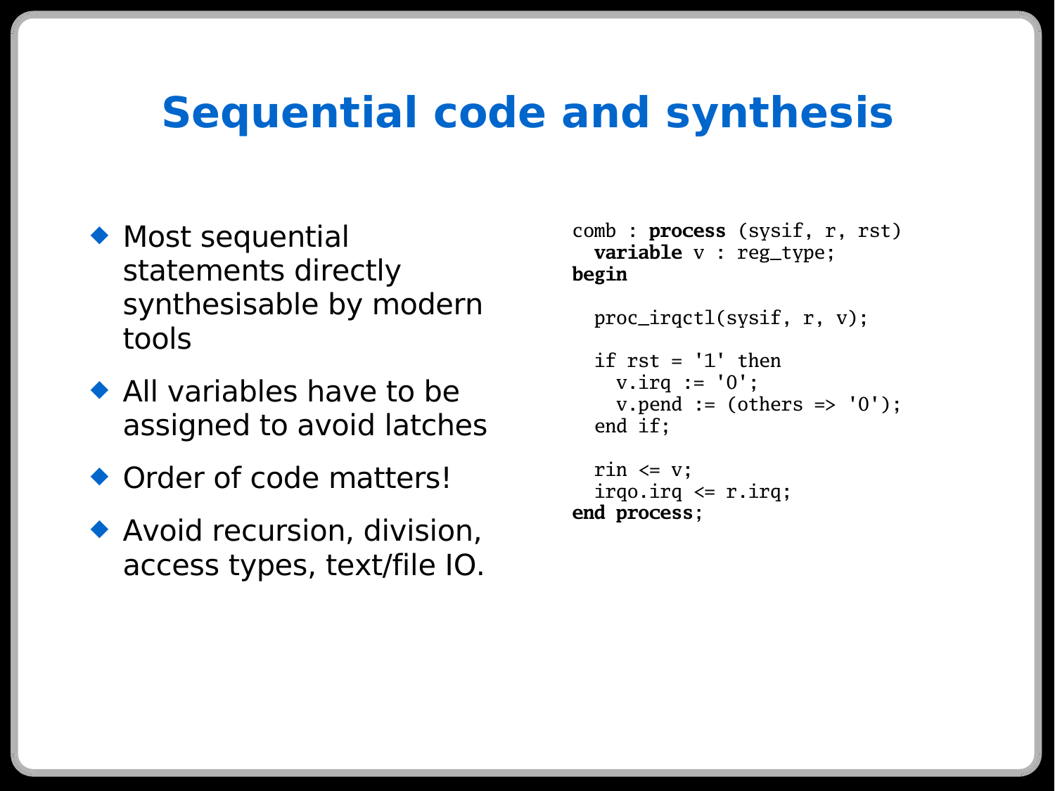# Sequential code and synthesis

- Most sequential statements directly synthesisable by modern tools
- All variables have to be assigned to avoid latches
- Order of code matters!
- Avoid recursion, division, access types, text/file IO.

```
comb : process (sysif, r, rst)
  variable v : reg_type;
begin

  proc_irqctl(sysif, r, v);

  if rst = '1' then
    v.irq := '0';
    v.pend := (others => '0');
  end if;

  rin <= v;
  irqo.irq <= r.irq;
end process;
```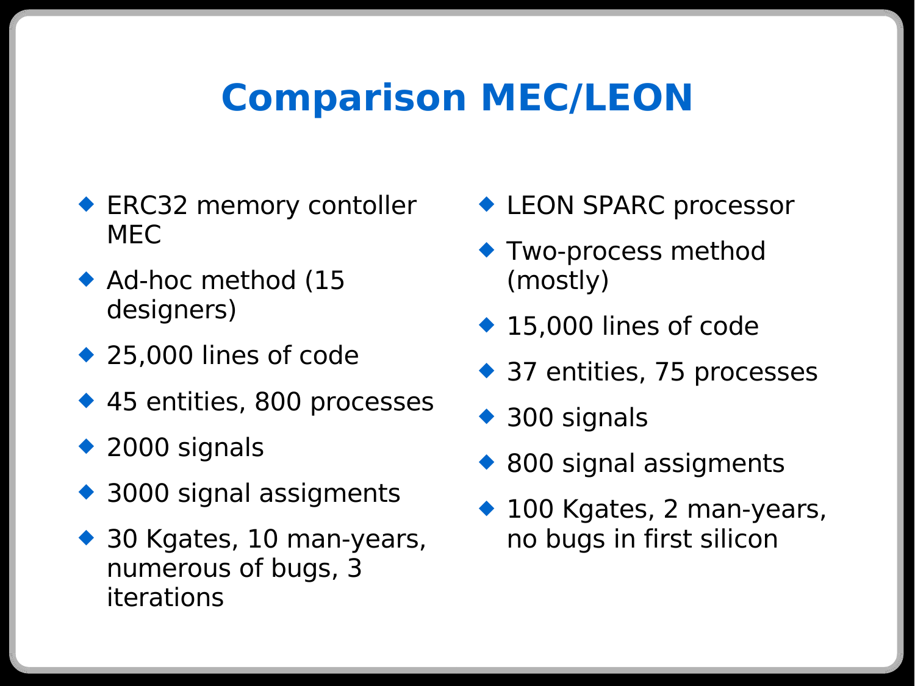# Comparison MEC/LEON

- ERC32 memory contoller MEC
- Ad-hoc method (15 designers)
- 25,000 lines of code
- 45 entities, 800 processes
- 2000 signals
- 3000 signal assigments
- 30 Kgates, 10 man-years, numerous of bugs, 3 iterations

- LEON SPARC processor
- Two-process method (mostly)
- 15,000 lines of code
- 37 entities, 75 processes
- 300 signals
- 800 signal assigments
- 100 Kgates, 2 man-years, no bugs in first silicon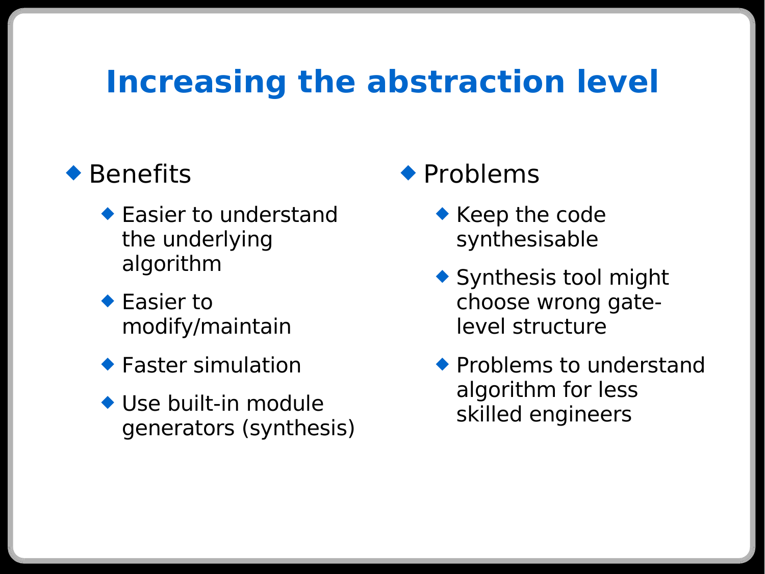# Increasing the abstraction level

- Benefits
  - Easier to understand the underlying algorithm
  - Easier to modify/maintain
  - Faster simulation
  - Use built-in module generators (synthesis)
- Problems
  - Keep the code synthesisable
  - Synthesis tool might choose wrong gate-level structure
  - Problems to understand algorithm for less skilled engineers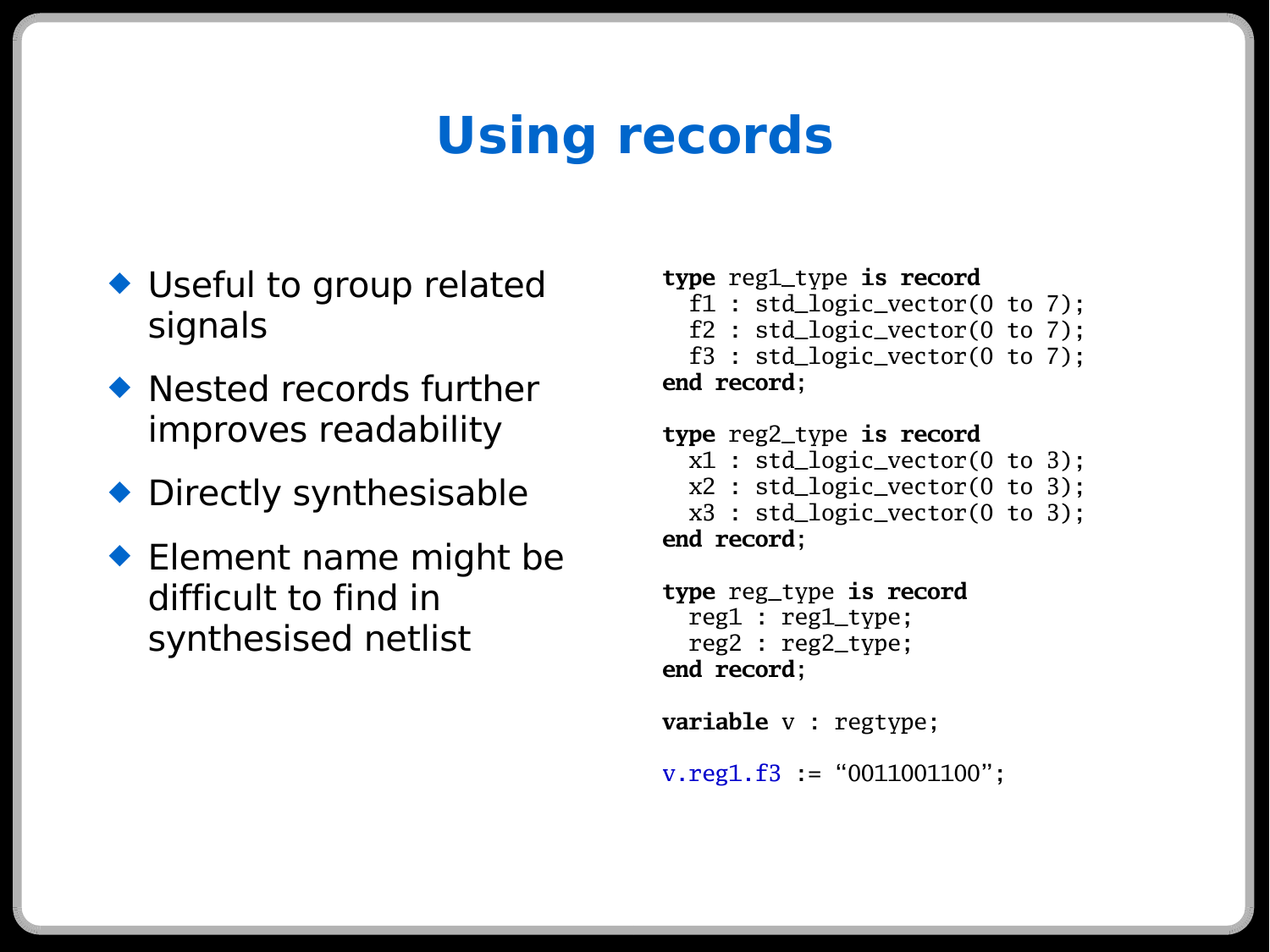# Using records

- Useful to group related signals
- Nested records further improves readability
- Directly synthesisable
- Element name might be difficult to find in synthesised netlist

```
type reg1_type is record
  f1 : std_logic_vector(0 to 7);
  f2 : std_logic_vector(0 to 7);
  f3 : std_logic_vector(0 to 7);
end record;

type reg2_type is record
  x1 : std_logic_vector(0 to 3);
  x2 : std_logic_vector(0 to 3);
  x3 : std_logic_vector(0 to 3);
end record;

type reg_type is record
  reg1 : reg1_type;
  reg2 : reg2_type;
end record;

variable v : regtype;

v.reg1.f3 := “0011001100”;
```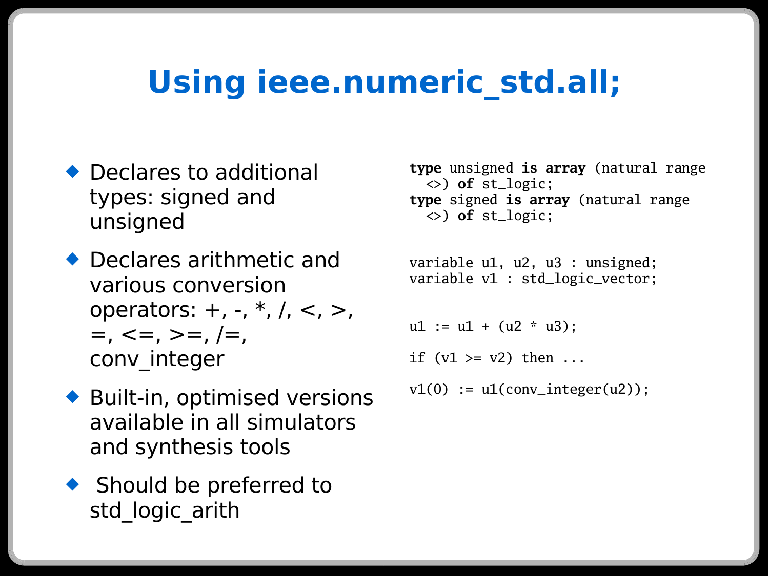# Using ieee.numeric_std.all;

- Declares to additional types: signed and unsigned
- Declares arithmetic and various conversion operators: +, -, *, /, <, >, =, <=, >=, /=, conv_integer
- Built-in, optimised versions available in all simulators and synthesis tools
- Should be preferred to std_logic_arith

```
type unsigned is array (natural range
  <>) of st_logic;
type signed is array (natural range
  <>) of st_logic;


variable u1, u2, u3 : unsigned;
variable v1 : std_logic_vector;


u1 := u1 + (u2 * u3);

if (v1 >= v2) then ...

v1(0) := u1(conv_integer(u2));
```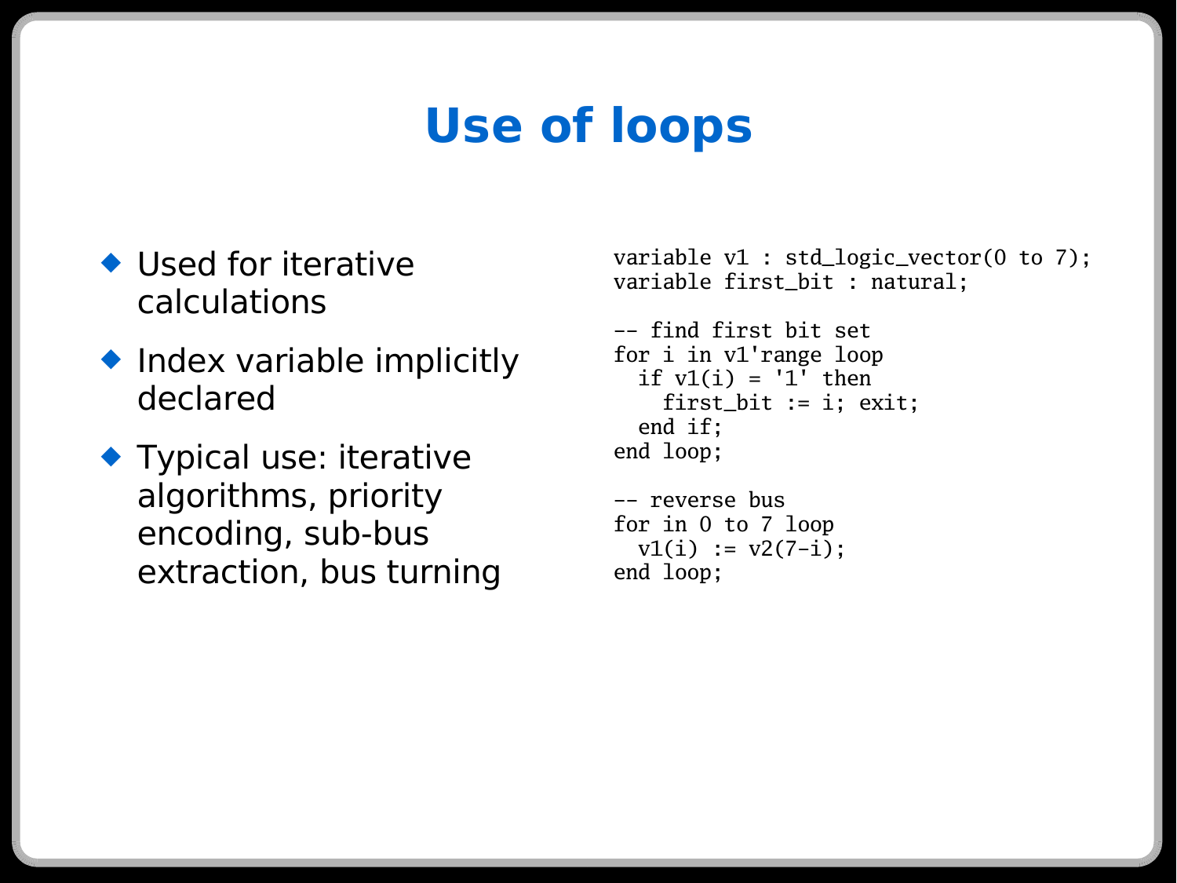# Use of loops

- Used for iterative calculations
- Index variable implicitly declared
- Typical use: iterative algorithms, priority encoding, sub-bus extraction, bus turning

```
variable v1 : std_logic_vector(0 to 7);
variable first_bit : natural;

-- find first bit set
for i in v1'range loop
  if v1(i) = '1' then
    first_bit := i; exit;
  end if;
end loop;

-- reverse bus
for in 0 to 7 loop
  v1(i) := v2(7-i);
end loop;
```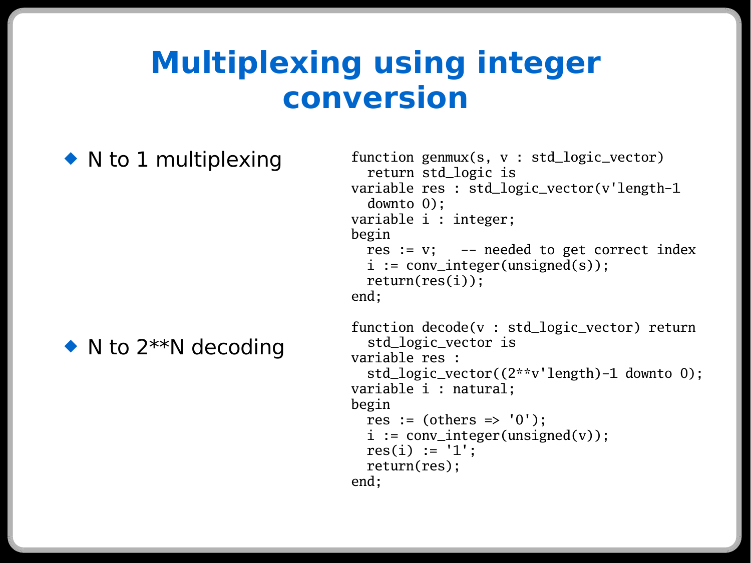# Multiplexing using integer conversion

- N to 1 multiplexing

```
function genmux(s, v : std_logic_vector)
  return std_logic is
variable res : std_logic_vector(v'length-1
  downto 0);
variable i : integer;
begin
  res := v;   -- needed to get correct index
  i := conv_integer(unsigned(s));
  return(res(i));
end;
```

- N to 2**N decoding

```
function decode(v : std_logic_vector) return
  std_logic_vector is
variable res :
  std_logic_vector((2**v'length)-1 downto 0);
variable i : natural;
begin
  res := (others => '0');
  i := conv_integer(unsigned(v));
  res(i) := '1';
  return(res);
end;
```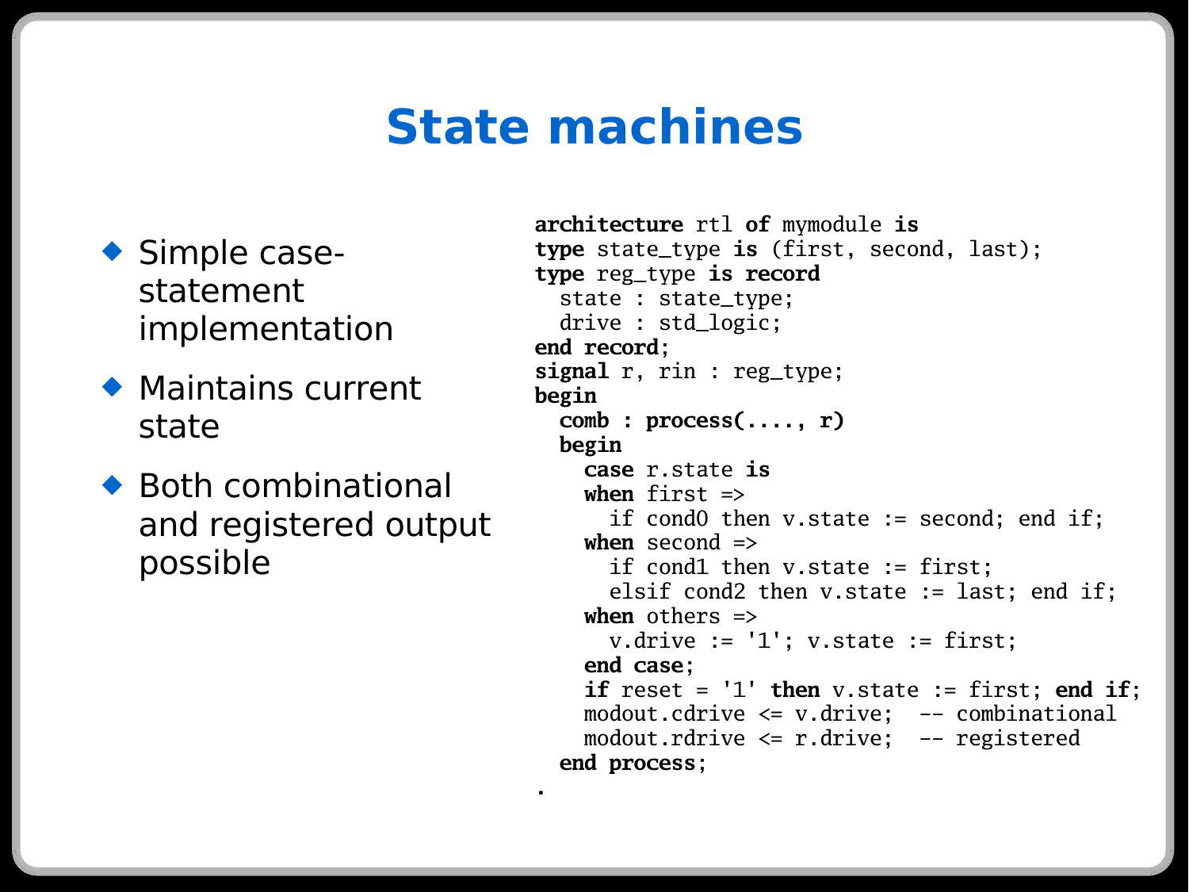# State machines

- Simple case-statement implementation
- Maintains current state
- Both combinational and registered output possible

```
architecture rtl of mymodule is
type state_type is (first, second, last);
type reg_type is record
  state : state_type;
  drive : std_logic;
end record;
signal r, rin : reg_type;
begin
  comb : process(...., r)
  begin
    case r.state is
    when first =>
      if cond0 then v.state := second; end if;
    when second =>
      if cond1 then v.state := first;
      elsif cond2 then v.state := last; end if;
    when others =>
      v.drive := '1'; v.state := first;
    end case;
    if reset = '1' then v.state := first; end if;
    modout.cdrive <= v.drive;  -- combinational
    modout.rdrive <= r.drive;  -- registered
  end process;
.
```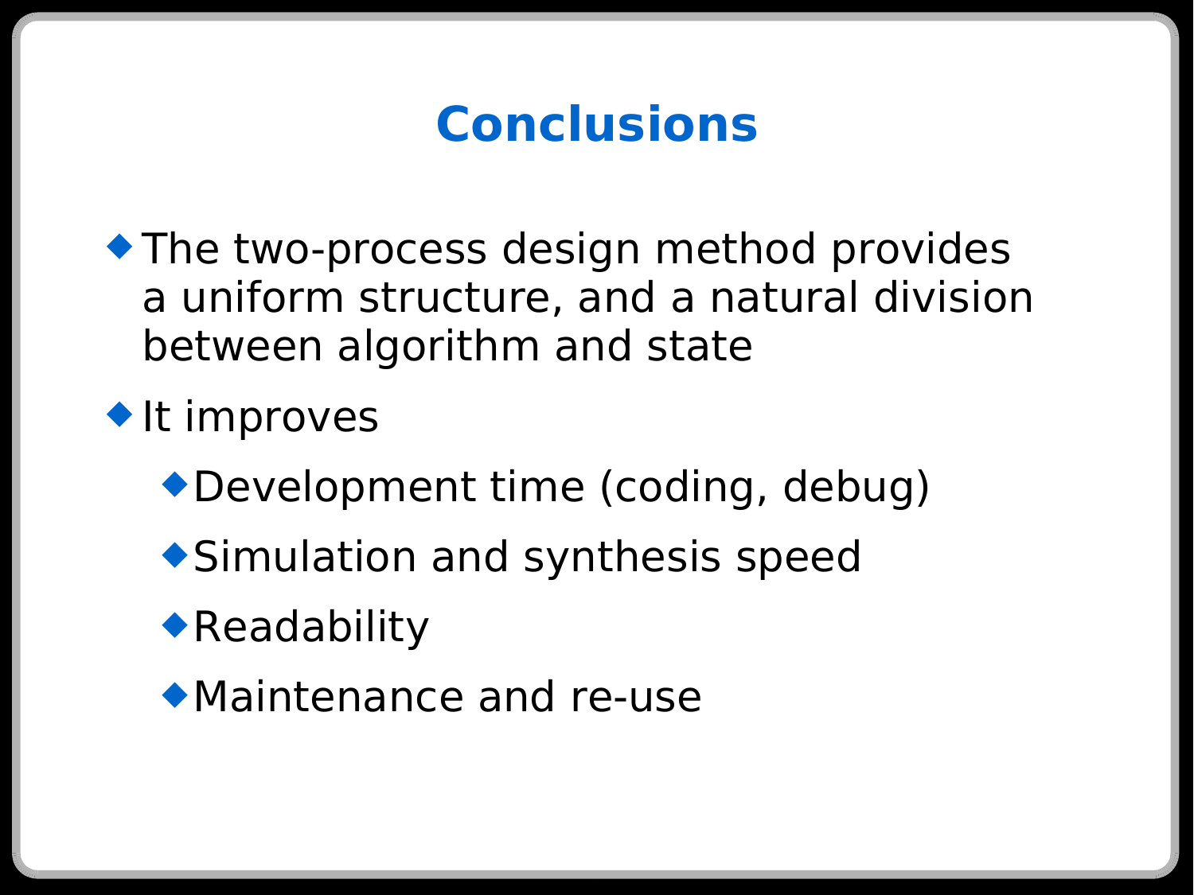# Conclusions

- The two-process design method provides a uniform structure, and a natural division between algorithm and state
- It improves
  - Development time (coding, debug)
  - Simulation and synthesis speed
  - Readability
  - Maintenance and re-use